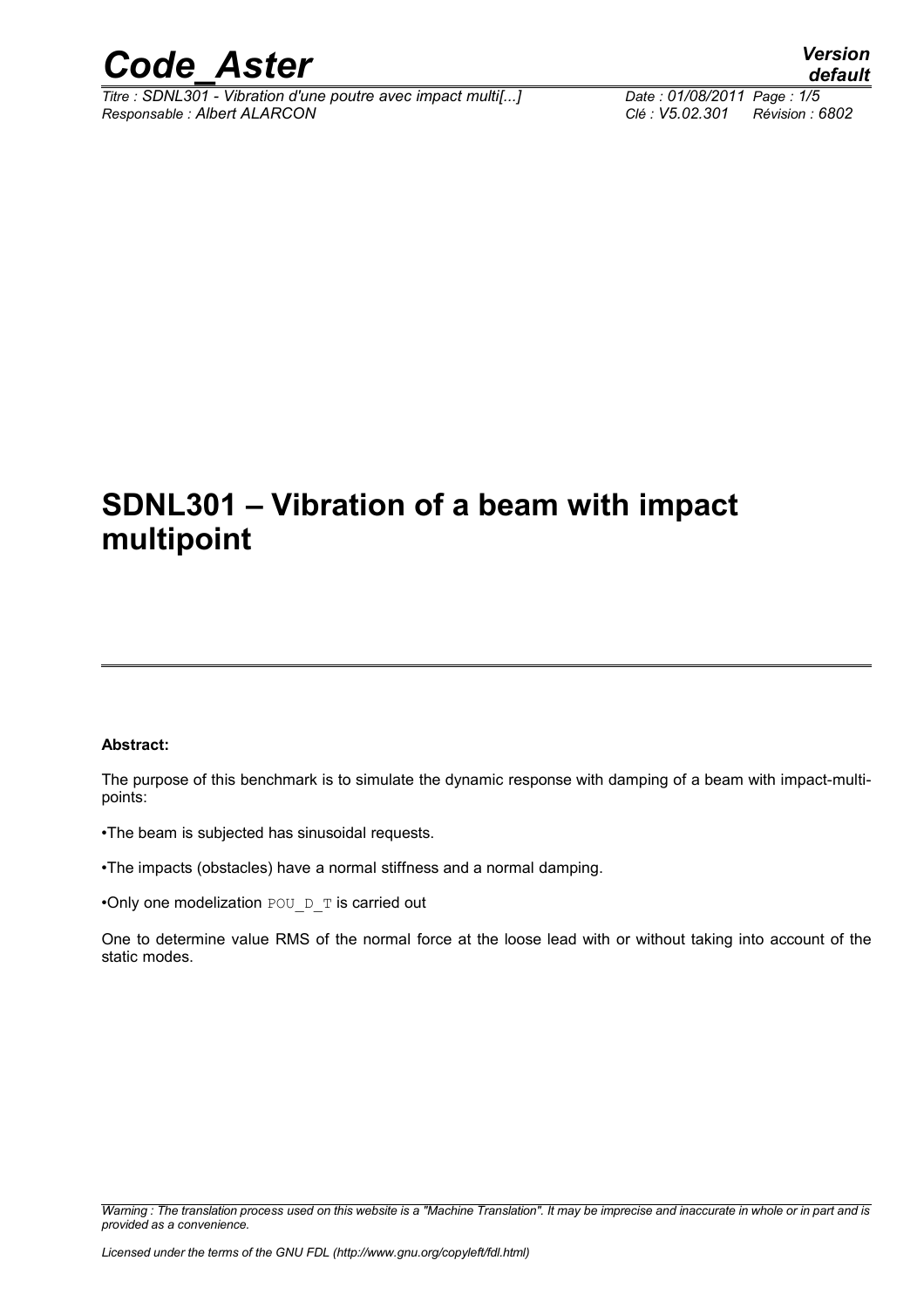# SDNL301 – Vibration of a beam with impact multipoint

**Abstract:**

The purpose of this benchmark is to simulate the dynamic response with damping of a beam with impact-multi-points:

•The beam is subjected has sinusoidal requests.

•The impacts (obstacles) have a normal stiffness and a normal damping.

•Only one modelization POU_D_T is carried out

One to determine value RMS of the normal force at the loose lead with or without taking into account of the static modes.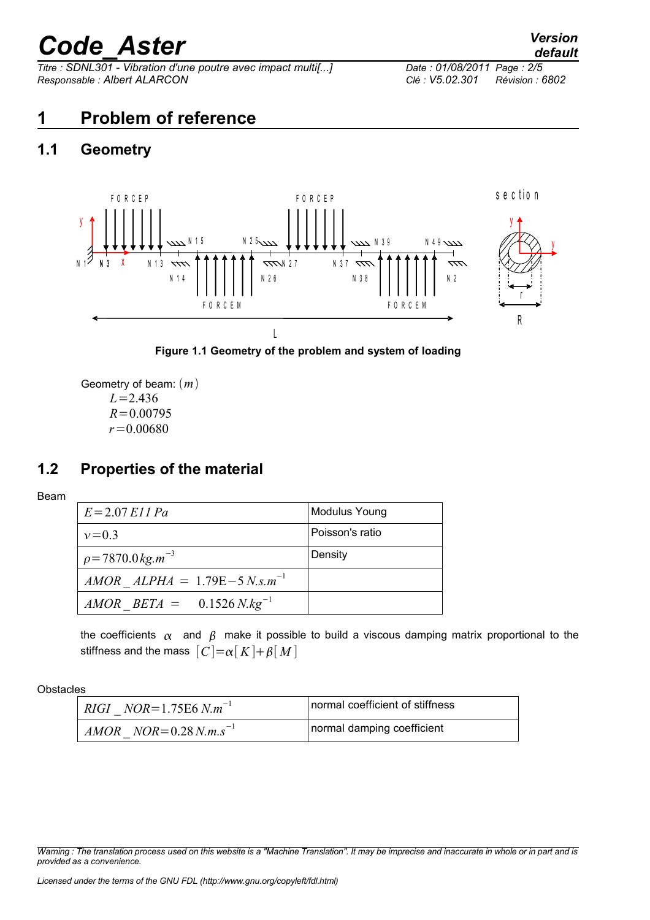# 1 Problem of reference

## 1.1 Geometry

Figure 1.1 Geometry of the problem and system of loading

Geometry of beam: $(m)$

$L=2.436$

$R=0.00795$

$r=0.00680$

## 1.2 Properties of the material

Beam

| | |
|---|---|
| $E=2.07\,E11\,Pa$ | Modulus Young |
| $\nu=0.3$ | Poisson's ratio |
| $\rho=7870.0\,kg.m^{-3}$ | Density |
| $AMOR\_ALPHA = 1.79\mathrm{E}-5\,N.s.m^{-1}$ | |
| $AMOR\_BETA = 0.1526\,N.kg^{-1}$ | |

the coefficients $\alpha$ and $\beta$ make it possible to build a viscous damping matrix proportional to the stiffness and the mass $[C]=\alpha[K]+\beta[M]$

Obstacles

| | |
|---|---|
| $RIGI\_NOR=1.75\mathrm{E}6\,N.m^{-1}$ | normal coefficient of stiffness |
| $AMOR\_NOR=0.28\,N.m.s^{-1}$ | normal damping coefficient |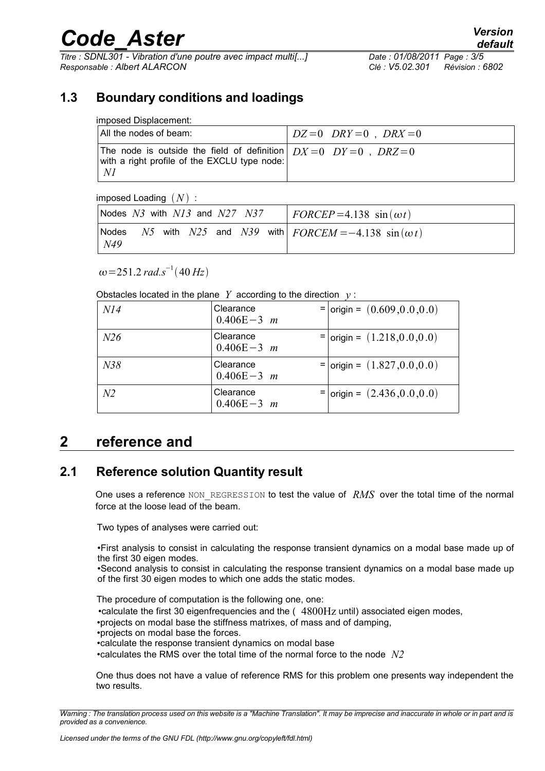## 1.3 Boundary conditions and loadings

imposed Displacement:

| All the nodes of beam: | $DZ=0 \quad DRY=0 \ , \ DRX=0$ |
|---|---|
| The node is outside the field of definition with a right profile of the EXCLU type node: $N1$ | $DX=0 \quad DY=0 \ , \ DRZ=0$ |

imposed Loading $(N)$ :

| Nodes $N3$ with $N13$ and $N27 \quad N37$ | $FORCEP=4.138 \ \sin(\omega t)$ |
|---|---|
| Nodes $N5$ with $N25$ and $N39$ with $N49$ | $FORCEM=-4.138 \ \sin(\omega t)$ |

$\omega=251.2 \, rad.s^{-1}(40 \, Hz)$

Obstacles located in the plane $Y$ according to the direction $y$ :

| $N14$ | Clearance = $0.406\text{E}-3 \ m$ | origin = $(0.609,0.0,0.0)$ |
|---|---|---|
| $N26$ | Clearance = $0.406\text{E}-3 \ m$ | origin = $(1.218,0.0,0.0)$ |
| $N38$ | Clearance = $0.406\text{E}-3 \ m$ | origin = $(1.827,0.0,0.0)$ |
| $N2$ | Clearance = $0.406\text{E}-3 \ m$ | origin = $(2.436,0.0,0.0)$ |

# 2 reference and

## 2.1 Reference solution Quantity result

One uses a reference NON_REGRESSION to test the value of $RMS$ over the total time of the normal force at the loose lead of the beam.

Two types of analyses were carried out:

- First analysis to consist in calculating the response transient dynamics on a modal base made up of the first 30 eigen modes.
- Second analysis to consist in calculating the response transient dynamics on a modal base made up of the first 30 eigen modes to which one adds the static modes.

The procedure of computation is the following one, one:

- calculate the first 30 eigenfrequencies and the ( $4800\text{Hz}$ until) associated eigen modes,
- projects on modal base the stiffness matrixes, of mass and of damping,
- projects on modal base the forces.
- calculate the response transient dynamics on modal base
- calculates the RMS over the total time of the normal force to the node $N2$

One thus does not have a value of reference RMS for this problem one presents way independent the two results.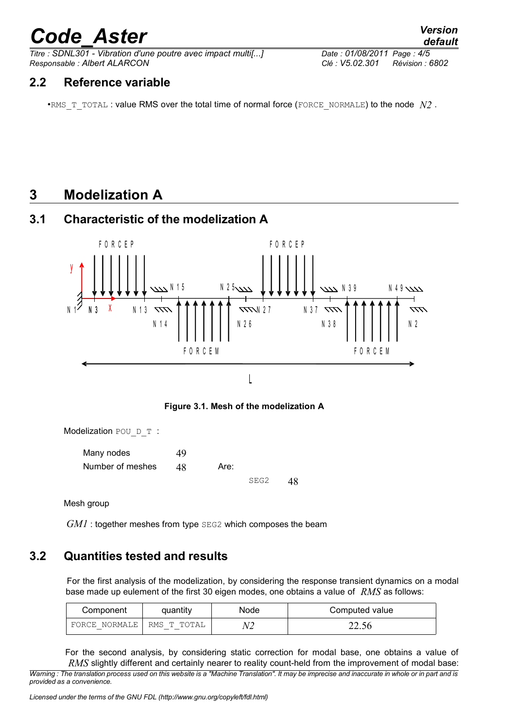## 2.2 Reference variable

•RMS_T_TOTAL : value RMS over the total time of normal force (FORCE_NORMALE) to the node $N2$ .

# 3 Modelization A

## 3.1 Characteristic of the modelization A

**Figure 3.1. Mesh of the modelization A**

Modelization POU_D_T :

| | | | | |
|---|---|---|---|---|
| Many nodes | 49 | | | |
| Number of meshes | 48 | Are: | | |
| | | | SEG2 | 48 |

Mesh group

$GM1$ : together meshes from type SEG2 which composes the beam

## 3.2 Quantities tested and results

For the first analysis of the modelization, by considering the response transient dynamics on a modal base made up eulement of the first 30 eigen modes, one obtains a value of $RMS$ as follows:

| Component | quantity | Node | Computed value |
|---|---|---|---|
| FORCE_NORMALE | RMS_T_TOTAL | $N2$ | 22.56 |

For the second analysis, by considering static correction for modal base, one obtains a value of $RMS$ slightly different and certainly nearer to reality count-held from the improvement of modal base: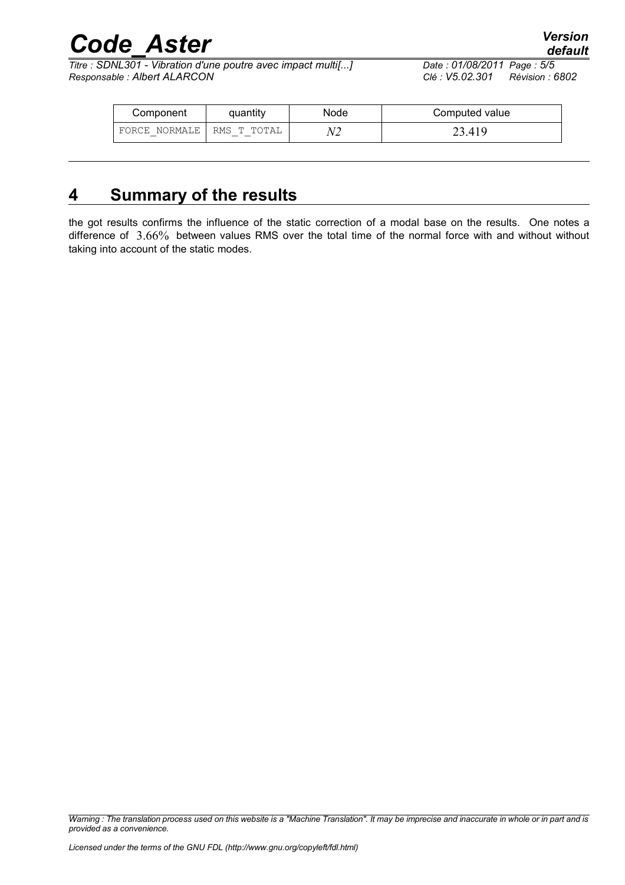| Component | quantity | Node | Computed value |
|---|---|---|---|
| FORCE_NORMALE | RMS_T_TOTAL | $N2$ | 23.419 |

# 4 Summary of the results

the got results confirms the influence of the static correction of a modal base on the results. One notes a difference of $3.66\%$ between values RMS over the total time of the normal force with and without without taking into account of the static modes.

*Warning : The translation process used on this website is a "Machine Translation". It may be imprecise and inaccurate in whole or in part and is provided as a convenience.*

*Licensed under the terms of the GNU FDL (http://www.gnu.org/copyleft/fdl.html)*